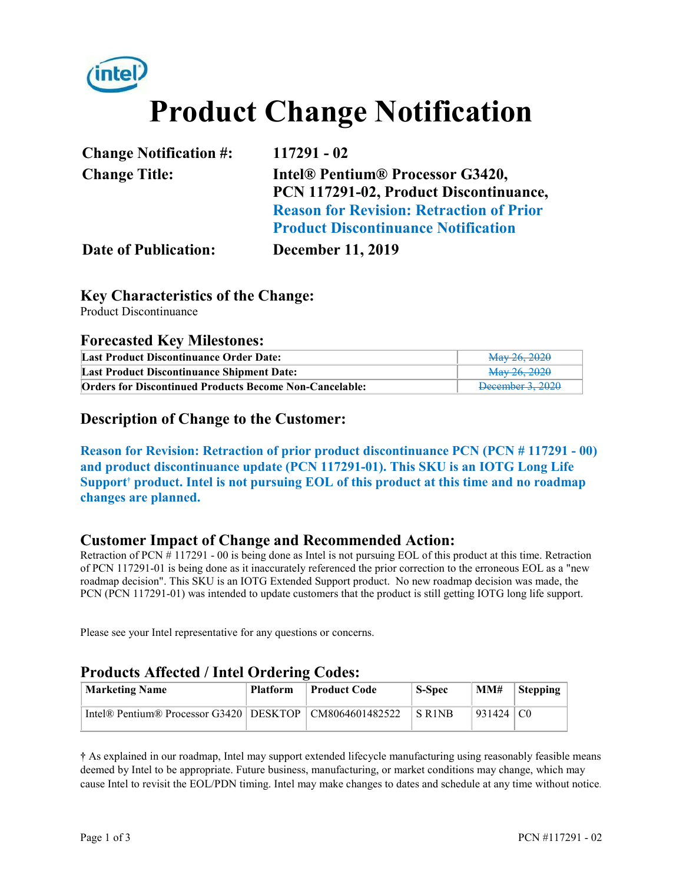# Product Change Notification

| | |
|---|---|
| **Change Notification #:** | **117291 - 02** |
| **Change Title:** | **Intel® Pentium® Processor G3420, PCN 117291-02, Product Discontinuance, Reason for Revision: Retraction of Prior Product Discontinuance Notification** |
| **Date of Publication:** | **December 11, 2019** |

## Key Characteristics of the Change:

Product Discontinuance

## Forecasted Key Milestones:

| | |
|---|---|
| **Last Product Discontinuance Order Date:** | ~~May 26, 2020~~ |
| **Last Product Discontinuance Shipment Date:** | ~~May 26, 2020~~ |
| **Orders for Discontinued Products Become Non-Cancelable:** | ~~December 3, 2020~~ |

## Description of Change to the Customer:

**Reason for Revision: Retraction of prior product discontinuance PCN (PCN # 117291 - 00) and product discontinuance update (PCN 117291-01). This SKU is an IOTG Long Life Support† product. Intel is not pursuing EOL of this product at this time and no roadmap changes are planned.**

## Customer Impact of Change and Recommended Action:

Retraction of PCN # 117291 - 00 is being done as Intel is not pursuing EOL of this product at this time. Retraction of PCN 117291-01 is being done as it inaccurately referenced the prior correction to the erroneous EOL as a "new roadmap decision". This SKU is an IOTG Extended Support product. No new roadmap decision was made, the PCN (PCN 117291-01) was intended to update customers that the product is still getting IOTG long life support.

Please see your Intel representative for any questions or concerns.

## Products Affected / Intel Ordering Codes:

| Marketing Name | Platform | Product Code | S-Spec | MM# | Stepping |
|---|---|---|---|---|---|
| Intel® Pentium® Processor G3420 | DESKTOP | CM8064601482522 | S R1NB | 931424 | C0 |

† As explained in our roadmap, Intel may support extended lifecycle manufacturing using reasonably feasible means deemed by Intel to be appropriate. Future business, manufacturing, or market conditions may change, which may cause Intel to revisit the EOL/PDN timing. Intel may make changes to dates and schedule at any time without notice.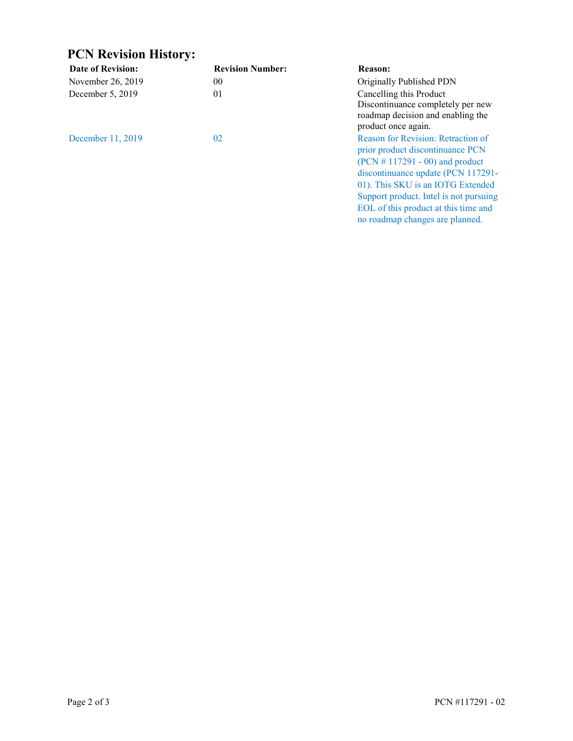## PCN Revision History:

| Date of Revision: | Revision Number: | Reason: |
|---|---|---|
| November 26, 2019 | 00 | Originally Published PDN |
| December 5, 2019 | 01 | Cancelling this Product Discontinuance completely per new roadmap decision and enabling the product once again. |
| December 11, 2019 | 02 | Reason for Revision: Retraction of prior product discontinuance PCN (PCN # 117291 - 00) and product discontinuance update (PCN 117291-01). This SKU is an IOTG Extended Support product. Intel is not pursuing EOL of this product at this time and no roadmap changes are planned. |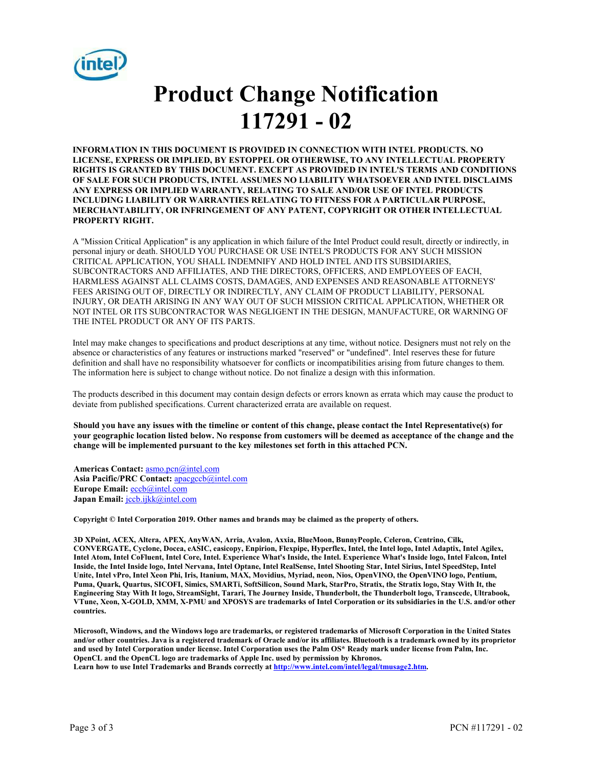# Product Change Notification 117291 - 02

**INFORMATION IN THIS DOCUMENT IS PROVIDED IN CONNECTION WITH INTEL PRODUCTS. NO LICENSE, EXPRESS OR IMPLIED, BY ESTOPPEL OR OTHERWISE, TO ANY INTELLECTUAL PROPERTY RIGHTS IS GRANTED BY THIS DOCUMENT. EXCEPT AS PROVIDED IN INTEL'S TERMS AND CONDITIONS OF SALE FOR SUCH PRODUCTS, INTEL ASSUMES NO LIABILITY WHATSOEVER AND INTEL DISCLAIMS ANY EXPRESS OR IMPLIED WARRANTY, RELATING TO SALE AND/OR USE OF INTEL PRODUCTS INCLUDING LIABILITY OR WARRANTIES RELATING TO FITNESS FOR A PARTICULAR PURPOSE, MERCHANTABILITY, OR INFRINGEMENT OF ANY PATENT, COPYRIGHT OR OTHER INTELLECTUAL PROPERTY RIGHT.**

A "Mission Critical Application" is any application in which failure of the Intel Product could result, directly or indirectly, in personal injury or death. SHOULD YOU PURCHASE OR USE INTEL'S PRODUCTS FOR ANY SUCH MISSION CRITICAL APPLICATION, YOU SHALL INDEMNIFY AND HOLD INTEL AND ITS SUBSIDIARIES, SUBCONTRACTORS AND AFFILIATES, AND THE DIRECTORS, OFFICERS, AND EMPLOYEES OF EACH, HARMLESS AGAINST ALL CLAIMS COSTS, DAMAGES, AND EXPENSES AND REASONABLE ATTORNEYS' FEES ARISING OUT OF, DIRECTLY OR INDIRECTLY, ANY CLAIM OF PRODUCT LIABILITY, PERSONAL INJURY, OR DEATH ARISING IN ANY WAY OUT OF SUCH MISSION CRITICAL APPLICATION, WHETHER OR NOT INTEL OR ITS SUBCONTRACTOR WAS NEGLIGENT IN THE DESIGN, MANUFACTURE, OR WARNING OF THE INTEL PRODUCT OR ANY OF ITS PARTS.

Intel may make changes to specifications and product descriptions at any time, without notice. Designers must not rely on the absence or characteristics of any features or instructions marked "reserved" or "undefined". Intel reserves these for future definition and shall have no responsibility whatsoever for conflicts or incompatibilities arising from future changes to them. The information here is subject to change without notice. Do not finalize a design with this information.

The products described in this document may contain design defects or errors known as errata which may cause the product to deviate from published specifications. Current characterized errata are available on request.

**Should you have any issues with the timeline or content of this change, please contact the Intel Representative(s) for your geographic location listed below. No response from customers will be deemed as acceptance of the change and the change will be implemented pursuant to the key milestones set forth in this attached PCN.**

**Americas Contact:** asmo.pcn@intel.com
**Asia Pacific/PRC Contact:** apacgccb@intel.com
**Europe Email:** eccb@intel.com
**Japan Email:** jccb.ijkk@intel.com

**Copyright © Intel Corporation 2019. Other names and brands may be claimed as the property of others.**

**3D XPoint, ACEX, Altera, APEX, AnyWAN, Arria, Avalon, Axxia, BlueMoon, BunnyPeople, Celeron, Centrino, Cilk, CONVERGATE, Cyclone, Docea, eASIC, easicopy, Enpirion, Flexpipe, Hyperflex, Intel, the Intel logo, Intel Adaptix, Intel Agilex, Intel Atom, Intel CoFluent, Intel Core, Intel. Experience What's Inside, the Intel. Experience What's Inside logo, Intel Falcon, Intel Inside, the Intel Inside logo, Intel Nervana, Intel Optane, Intel RealSense, Intel Shooting Star, Intel Sirius, Intel SpeedStep, Intel Unite, Intel vPro, Intel Xeon Phi, Iris, Itanium, MAX, Movidius, Myriad, neon, Nios, OpenVINO, the OpenVINO logo, Pentium, Puma, Quark, Quartus, SICOFI, Simics, SMARTi, SoftSilicon, Sound Mark, StarPro, Stratix, the Stratix logo, Stay With It, the Engineering Stay With It logo, StreamSight, Tarari, The Journey Inside, Thunderbolt, the Thunderbolt logo, Transcede, Ultrabook, VTune, Xeon, X-GOLD, XMM, X-PMU and XPOSYS are trademarks of Intel Corporation or its subsidiaries in the U.S. and/or other countries.**

**Microsoft, Windows, and the Windows logo are trademarks, or registered trademarks of Microsoft Corporation in the United States and/or other countries. Java is a registered trademark of Oracle and/or its affiliates. Bluetooth is a trademark owned by its proprietor and used by Intel Corporation under license. Intel Corporation uses the Palm OS* Ready mark under license from Palm, Inc. OpenCL and the OpenCL logo are trademarks of Apple Inc. used by permission by Khronos.**
**Learn how to use Intel Trademarks and Brands correctly at http://www.intel.com/intel/legal/tmusage2.htm.**